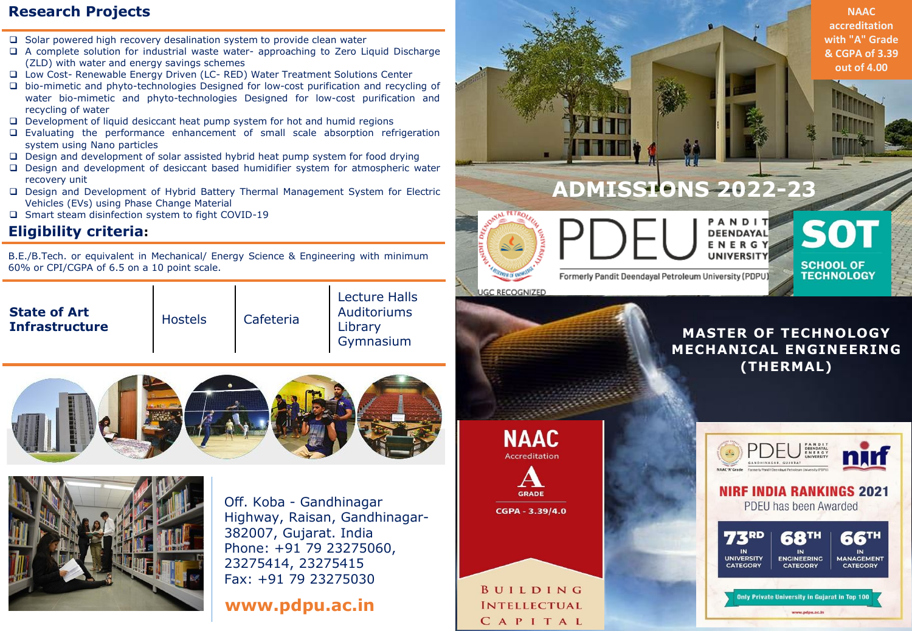## Research Projects

- Solar powered high recovery desalination system to provide clean water
- A complete solution for industrial waste water- approaching to Zero Liquid Discharge (ZLD) with water and energy savings schemes
- Low Cost- Renewable Energy Driven (LC- RED) Water Treatment Solutions Center
- bio-mimetic and phyto-technologies Designed for low-cost purification and recycling of water bio-mimetic and phyto-technologies Designed for low-cost purification and recycling of water
- Development of liquid desiccant heat pump system for hot and humid regions
- Evaluating the performance enhancement of small scale absorption refrigeration system using Nano particles
- Design and development of solar assisted hybrid heat pump system for food drying
- Design and development of desiccant based humidifier system for atmospheric water recovery unit
- Design and Development of Hybrid Battery Thermal Management System for Electric Vehicles (EVs) using Phase Change Material
- Smart steam disinfection system to fight COVID-19

## Eligibility criteria:

B.E./B.Tech. or equivalent in Mechanical/ Energy Science & Engineering with minimum 60% or CPI/CGPA of 6.5 on a 10 point scale.

| **State of Art Infrastructure** | Hostels | Cafeteria | Lecture Halls<br>Auditoriums<br>Library<br>Gymnasium |
|---|---|---|---|

Off. Koba - Gandhinagar Highway, Raisan, Gandhinagar-382007, Gujarat. India
Phone: +91 79 23275060, 23275414, 23275415
Fax: +91 79 23275030

**www.pdpu.ac.in**

NAAC accreditation with "A" Grade & CGPA of 3.39 out of 4.00

# ADMISSIONS 2022-23

PDEU PANDIT DEENDAYAL ENERGY UNIVERSITY

Formerly Pandit Deendayal Petroleum University (PDPU)

UGC RECOGNIZED

**SOT SCHOOL OF TECHNOLOGY**

## MASTER OF TECHNOLOGY MECHANICAL ENGINEERING (THERMAL)

NAAC Accreditation

A GRADE

CGPA - 3.39/4.0

BUILDING INTELLECTUAL CAPITAL

**NIRF INDIA RANKINGS 2021**

PDEU has been Awarded

| 73RD IN UNIVERSITY CATEGORY | 68TH IN ENGINEERING CATEGORY | 66TH IN MANAGEMENT CATEGORY |
|---|---|---|

Only Private University in Gujarat in Top 100

www.pdpu.ac.in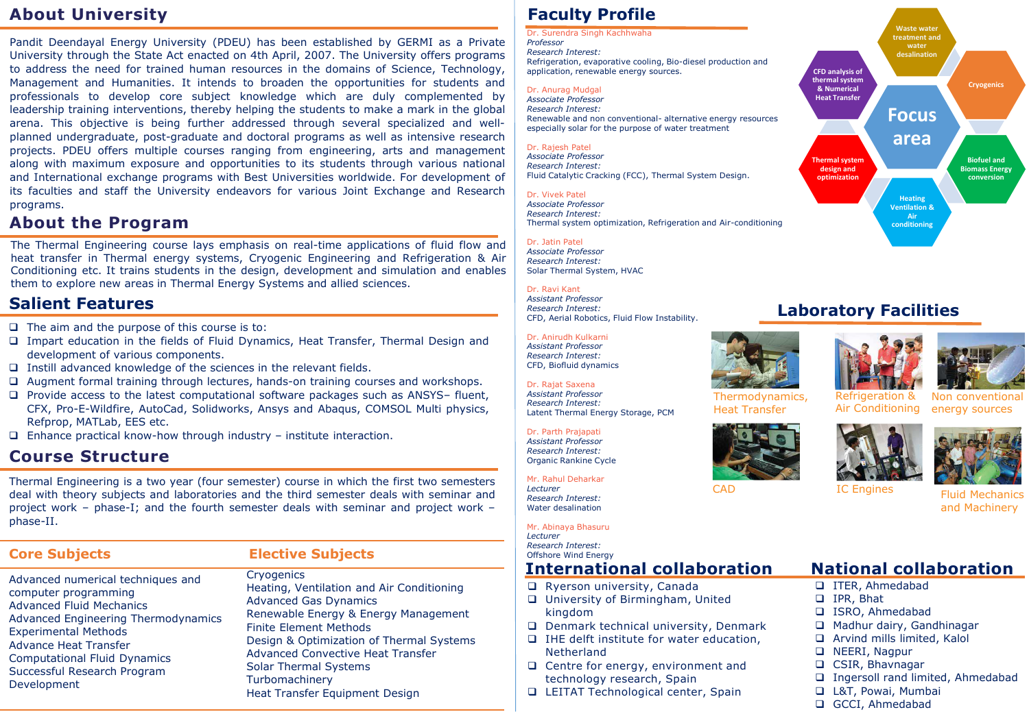## About University

Pandit Deendayal Energy University (PDEU) has been established by GERMI as a Private University through the State Act enacted on 4th April, 2007. The University offers programs to address the need for trained human resources in the domains of Science, Technology, Management and Humanities. It intends to broaden the opportunities for students and professionals to develop core subject knowledge which are duly complemented by leadership training interventions, thereby helping the students to make a mark in the global arena. This objective is being further addressed through several specialized and well-planned undergraduate, post-graduate and doctoral programs as well as intensive research projects. PDEU offers multiple courses ranging from engineering, arts and management along with maximum exposure and opportunities to its students through various national and International exchange programs with Best Universities worldwide. For development of its faculties and staff the University endeavors for various Joint Exchange and Research programs.

## About the Program

The Thermal Engineering course lays emphasis on real-time applications of fluid flow and heat transfer in Thermal energy systems, Cryogenic Engineering and Refrigeration & Air Conditioning etc. It trains students in the design, development and simulation and enables them to explore new areas in Thermal Energy Systems and allied sciences.

## Salient Features

- The aim and the purpose of this course is to:
- Impart education in the fields of Fluid Dynamics, Heat Transfer, Thermal Design and development of various components.
- Instill advanced knowledge of the sciences in the relevant fields.
- Augment formal training through lectures, hands-on training courses and workshops.
- Provide access to the latest computational software packages such as ANSYS– fluent, CFX, Pro-E-Wildfire, AutoCad, Solidworks, Ansys and Abaqus, COMSOL Multi physics, Refprop, MATLab, EES etc.
- Enhance practical know-how through industry – institute interaction.

## Course Structure

Thermal Engineering is a two year (four semester) course in which the first two semesters deal with theory subjects and laboratories and the third semester deals with seminar and project work – phase-I; and the fourth semester deals with seminar and project work – phase-II.

### Core Subjects

Advanced numerical techniques and computer programming
Advanced Fluid Mechanics
Advanced Engineering Thermodynamics
Experimental Methods
Advance Heat Transfer
Computational Fluid Dynamics
Successful Research Program Development

### Elective Subjects

Cryogenics
Heating, Ventilation and Air Conditioning
Advanced Gas Dynamics
Renewable Energy & Energy Management
Finite Element Methods
Design & Optimization of Thermal Systems
Advanced Convective Heat Transfer
Solar Thermal Systems
Turbomachinery
Heat Transfer Equipment Design

## Faculty Profile

Dr. Surendra Singh Kachhwaha
*Professor*
*Research Interest:*
Refrigeration, evaporative cooling, Bio-diesel production and application, renewable energy sources.

Dr. Anurag Mudgal
*Associate Professor*
*Research Interest:*
Renewable and non conventional- alternative energy resources especially solar for the purpose of water treatment

Dr. Rajesh Patel
*Associate Professor*
*Research Interest:*
Fluid Catalytic Cracking (FCC), Thermal System Design.

Dr. Vivek Patel
*Associate Professor*
*Research Interest:*
Thermal system optimization, Refrigeration and Air-conditioning

Dr. Jatin Patel
*Associate Professor*
*Research Interest:*
Solar Thermal System, HVAC

Dr. Ravi Kant
*Assistant Professor*
*Research Interest:*
CFD, Aerial Robotics, Fluid Flow Instability.

Dr. Anirudh Kulkarni
*Assistant Professor*
*Research Interest:*
CFD, Biofluid dynamics

Dr. Rajat Saxena
*Assistant Professor*
*Research Interest:*
Latent Thermal Energy Storage, PCM

Dr. Parth Prajapati
*Assistant Professor*
*Research Interest:*
Organic Rankine Cycle

Mr. Rahul Deharkar
*Lecturer*
*Research Interest:*
Water desalination

Mr. Abinaya Bhasuru
*Lecturer*
*Research Interest:*
Offshore Wind Energy

Focus area

Waste water treatment and water desalination
Cryogenics
Biofuel and Biomass Energy conversion
Heating Ventilation & Air conditioning
Thermal system design and optimization
CFD analysis of thermal system & Numerical Heat Transfer

## Laboratory Facilities

Thermodynamics, Heat Transfer
Refrigeration & Air Conditioning
Non conventional energy sources
CAD
IC Engines
Fluid Mechanics and Machinery

## International collaboration

- Ryerson university, Canada
- University of Birmingham, United kingdom
- Denmark technical university, Denmark
- IHE delft institute for water education, Netherland
- Centre for energy, environment and technology research, Spain
- LEITAT Technological center, Spain

## National collaboration

- ITER, Ahmedabad
- IPR, Bhat
- ISRO, Ahmedabad
- Madhur dairy, Gandhinagar
- Arvind mills limited, Kalol
- NEERI, Nagpur
- CSIR, Bhavnagar
- Ingersoll rand limited, Ahmedabad
- L&T, Powai, Mumbai
- GCCI, Ahmedabad